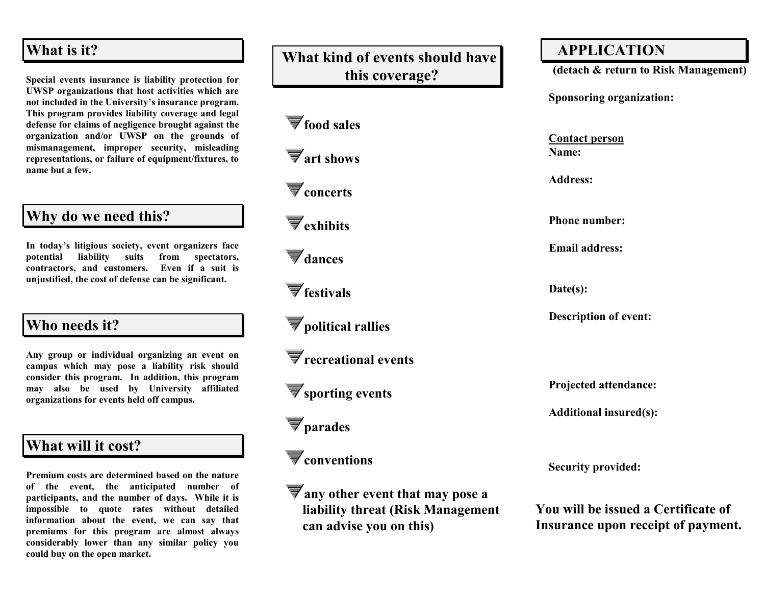## What is it?

**Special events insurance is liability protection for UWSP organizations that host activities which are not included in the University's insurance program. This program provides liability coverage and legal defense for claims of negligence brought against the organization and/or UWSP on the grounds of mismanagement, improper security, misleading representations, or failure of equipment/fixtures, to name but a few.**

## Why do we need this?

**In today's litigious society, event organizers face potential liability suits from spectators, contractors, and customers. Even if a suit is unjustified, the cost of defense can be significant.**

## Who needs it?

**Any group or individual organizing an event on campus which may pose a liability risk should consider this program. In addition, this program may also be used by University affiliated organizations for events held off campus.**

## What will it cost?

**Premium costs are determined based on the nature of the event, the anticipated number of participants, and the number of days. While it is impossible to quote rates without detailed information about the event, we can say that premiums for this program are almost always considerably lower than any similar policy you could buy on the open market.**

## What kind of events should have this coverage?

- **food sales**
- **art shows**
- **concerts**
- **exhibits**
- **dances**
- **festivals**
- **political rallies**
- **recreational events**
- **sporting events**
- **parades**
- **conventions**
- **any other event that may pose a liability threat (Risk Management can advise you on this)**

## APPLICATION

**(detach & return to Risk Management)**

**Sponsoring organization:**

**Contact person**

**Name:**

**Address:**

**Phone number:**

**Email address:**

**Date(s):**

**Description of event:**

**Projected attendance:**

**Additional insured(s):**

**Security provided:**

**You will be issued a Certificate of Insurance upon receipt of payment.**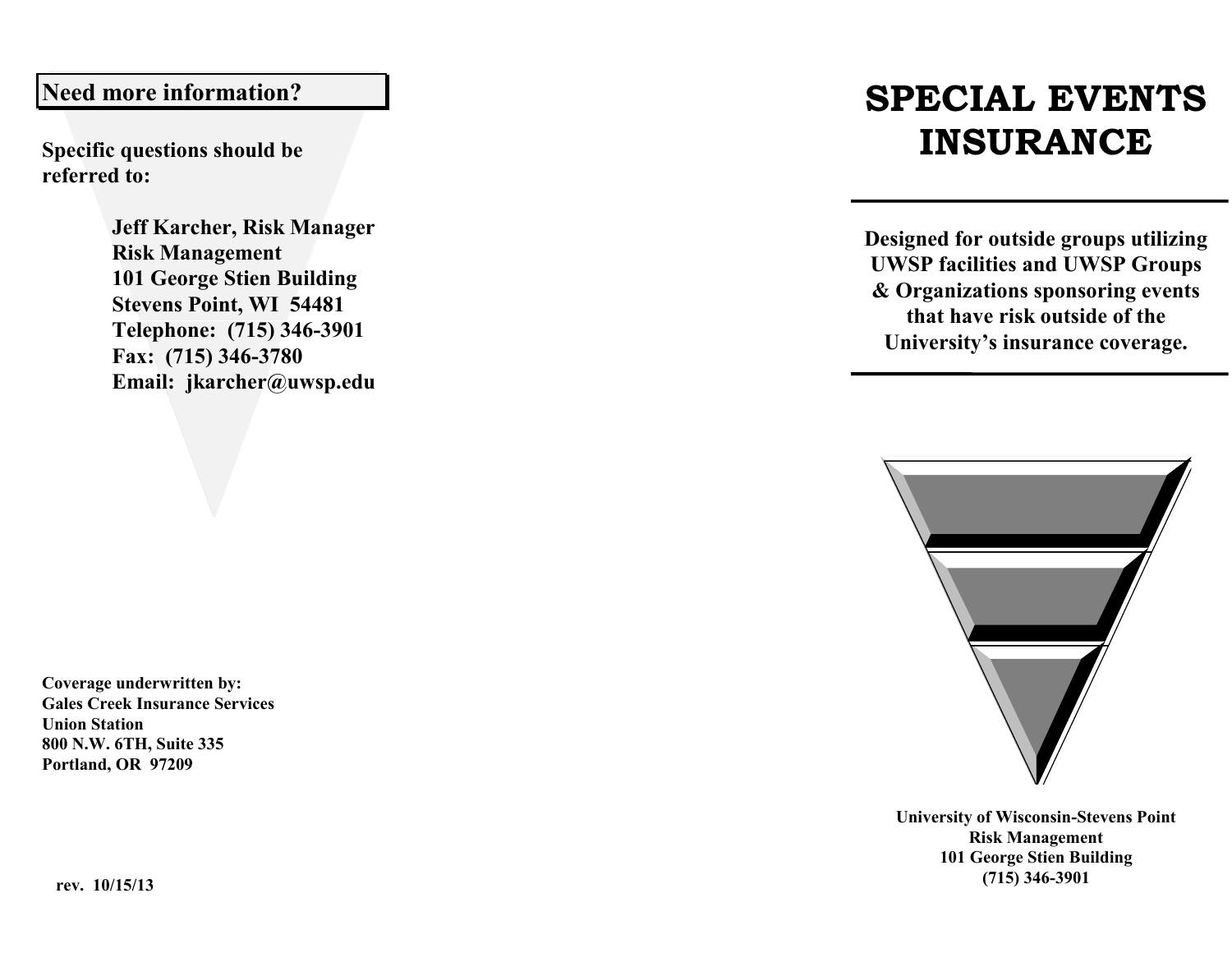## Need more information?

**Specific questions should be referred to:**

**Jeff Karcher, Risk Manager**
**Risk Management**
**101 George Stien Building**
**Stevens Point, WI 54481**
**Telephone: (715) 346-3901**
**Fax: (715) 346-3780**
**Email: jkarcher@uwsp.edu**

**Coverage underwritten by:**
**Gales Creek Insurance Services**
**Union Station**
**800 N.W. 6TH, Suite 335**
**Portland, OR 97209**

**rev. 10/15/13**

# SPECIAL EVENTS INSURANCE

**Designed for outside groups utilizing UWSP facilities and UWSP Groups & Organizations sponsoring events that have risk outside of the University's insurance coverage.**

**University of Wisconsin-Stevens Point**
**Risk Management**
**101 George Stien Building**
**(715) 346-3901**